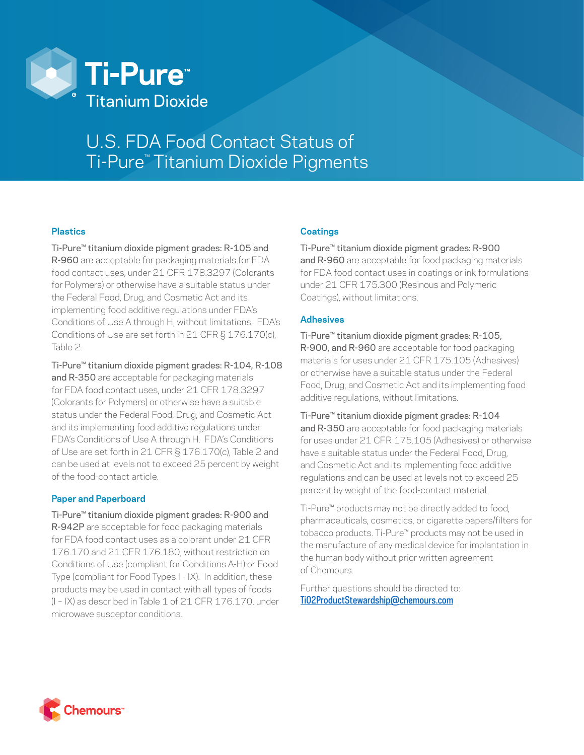# Ti-Pure™ Titanium Dioxide

## U.S. FDA Food Contact Status of Ti-Pure™ Titanium Dioxide Pigments

### Plastics

**Ti-Pure™ titanium dioxide pigment grades: R-105 and R-960** are acceptable for packaging materials for FDA food contact uses, under 21 CFR 178.3297 (Colorants for Polymers) or otherwise have a suitable status under the Federal Food, Drug, and Cosmetic Act and its implementing food additive regulations under FDA's Conditions of Use A through H, without limitations. FDA's Conditions of Use are set forth in 21 CFR § 176.170(c), Table 2.

**Ti-Pure™ titanium dioxide pigment grades: R-104, R-108 and R-350** are acceptable for packaging materials for FDA food contact uses, under 21 CFR 178.3297 (Colorants for Polymers) or otherwise have a suitable status under the Federal Food, Drug, and Cosmetic Act and its implementing food additive regulations under FDA's Conditions of Use A through H. FDA's Conditions of Use are set forth in 21 CFR § 176.170(c), Table 2 and can be used at levels not to exceed 25 percent by weight of the food-contact article.

### Paper and Paperboard

**Ti-Pure™ titanium dioxide pigment grades: R-900 and R-942P** are acceptable for food packaging materials for FDA food contact uses as a colorant under 21 CFR 176.170 and 21 CFR 176.180, without restriction on Conditions of Use (compliant for Conditions A-H) or Food Type (compliant for Food Types I - IX). In addition, these products may be used in contact with all types of foods (I – IX) as described in Table 1 of 21 CFR 176.170, under microwave susceptor conditions.

### Coatings

**Ti-Pure™ titanium dioxide pigment grades: R-900 and R-960** are acceptable for food packaging materials for FDA food contact uses in coatings or ink formulations under 21 CFR 175.300 (Resinous and Polymeric Coatings), without limitations.

### Adhesives

**Ti-Pure™ titanium dioxide pigment grades: R-105, R-900, and R-960** are acceptable for food packaging materials for uses under 21 CFR 175.105 (Adhesives) or otherwise have a suitable status under the Federal Food, Drug, and Cosmetic Act and its implementing food additive regulations, without limitations.

**Ti-Pure™ titanium dioxide pigment grades: R-104 and R-350** are acceptable for food packaging materials for uses under 21 CFR 175.105 (Adhesives) or otherwise have a suitable status under the Federal Food, Drug, and Cosmetic Act and its implementing food additive regulations and can be used at levels not to exceed 25 percent by weight of the food-contact material.

Ti-Pure™ products may not be directly added to food, pharmaceuticals, cosmetics, or cigarette papers/filters for tobacco products. Ti-Pure™ products may not be used in the manufacture of any medical device for implantation in the human body without prior written agreement of Chemours.

Further questions should be directed to: TiO2ProductStewardship@chemours.com

Chemours™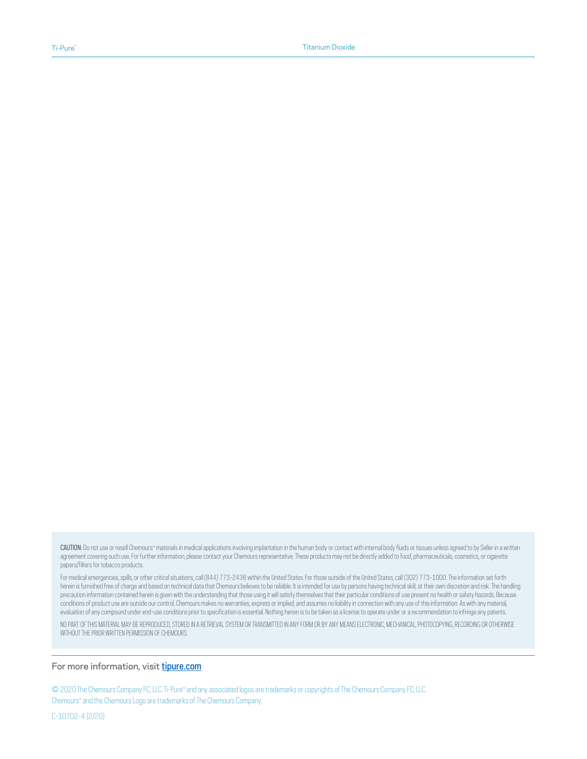**CAUTION:** Do not use or resell Chemours™ materials in medical applications involving implantation in the human body or contact with internal body fluids or tissues unless agreed to by Seller in a written agreement covering such use. For further information, please contact your Chemours representative. These products may not be directly added to food, pharmaceuticals, cosmetics, or cigarette papers/filters for tobacco products.

For medical emergencies, spills, or other critical situations, call (844) 773-2436 within the United States. For those outside of the United States, call (302) 773-1000. The information set forth herein is furnished free of charge and based on technical data that Chemours believes to be reliable. It is intended for use by persons having technical skill, at their own discretion and risk. The handling precaution information contained herein is given with the understanding that those using it will satisfy themselves that their particular conditions of use present no health or safety hazards. Because conditions of product use are outside our control, Chemours makes no warranties, express or implied, and assumes no liability in connection with any use of this information. As with any material, evaluation of any compound under end-use conditions prior to specification is essential. Nothing herein is to be taken as a license to operate under or a recommendation to infringe any patents.

NO PART OF THIS MATERIAL MAY BE REPRODUCED, STORED IN A RETRIEVAL SYSTEM OR TRANSMITTED IN ANY FORM OR BY ANY MEANS ELECTRONIC, MECHANICAL, PHOTOCOPYING, RECORDING OR OTHERWISE WITHOUT THE PRIOR WRITTEN PERMISSION OF CHEMOURS.

For more information, visit **tipure.com**

© 2020 The Chemours Company FC, LLC. Ti-Pure™ and any associated logos are trademarks or copyrights of The Chemours Company FC, LLC. Chemours™ and the Chemours Logo are trademarks of The Chemours Company.

C-10702-4 (2/20)